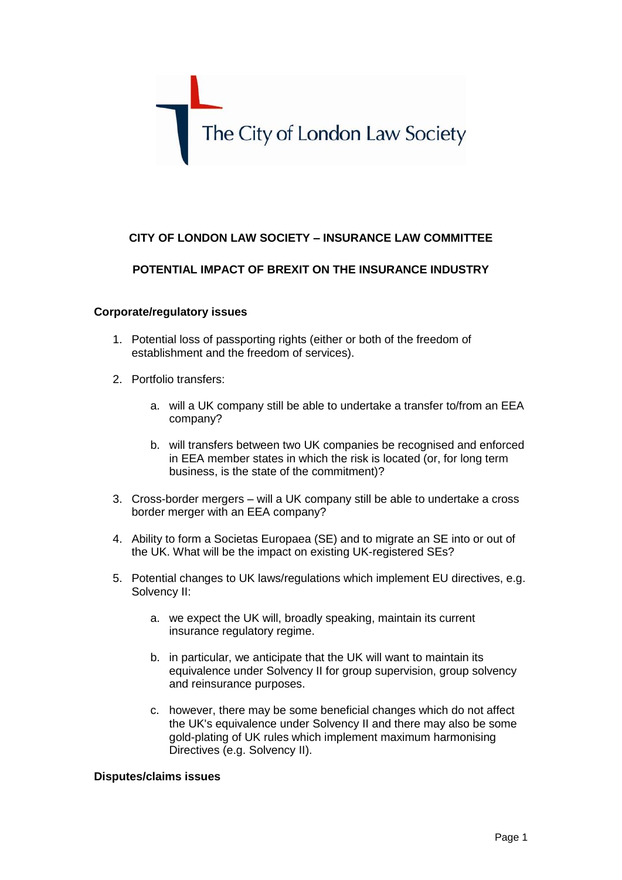The City of London Law Society

**CITY OF LONDON LAW SOCIETY – INSURANCE LAW COMMITTEE**

**POTENTIAL IMPACT OF BREXIT ON THE INSURANCE INDUSTRY**

**Corporate/regulatory issues**

1. Potential loss of passporting rights (either or both of the freedom of establishment and the freedom of services).

2. Portfolio transfers:

   a. will a UK company still be able to undertake a transfer to/from an EEA company?

   b. will transfers between two UK companies be recognised and enforced in EEA member states in which the risk is located (or, for long term business, is the state of the commitment)?

3. Cross-border mergers – will a UK company still be able to undertake a cross border merger with an EEA company?

4. Ability to form a Societas Europaea (SE) and to migrate an SE into or out of the UK. What will be the impact on existing UK-registered SEs?

5. Potential changes to UK laws/regulations which implement EU directives, e.g. Solvency II:

   a. we expect the UK will, broadly speaking, maintain its current insurance regulatory regime.

   b. in particular, we anticipate that the UK will want to maintain its equivalence under Solvency II for group supervision, group solvency and reinsurance purposes.

   c. however, there may be some beneficial changes which do not affect the UK's equivalence under Solvency II and there may also be some gold-plating of UK rules which implement maximum harmonising Directives (e.g. Solvency II).

**Disputes/claims issues**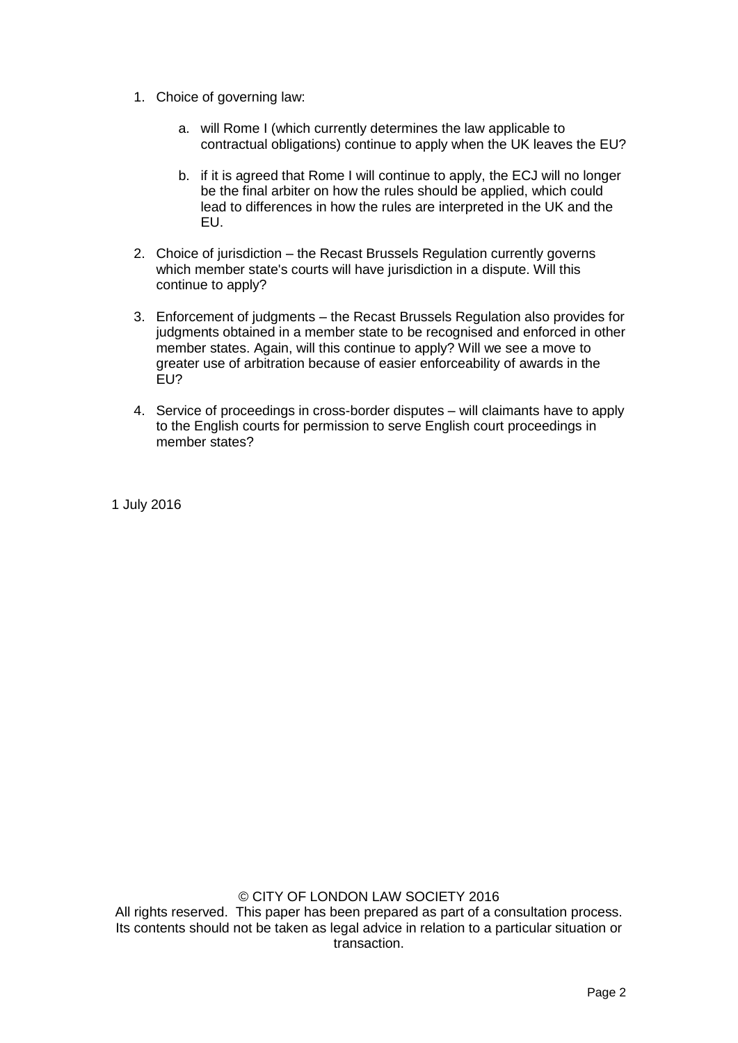1. Choice of governing law:

    a. will Rome I (which currently determines the law applicable to contractual obligations) continue to apply when the UK leaves the EU?

    b. if it is agreed that Rome I will continue to apply, the ECJ will no longer be the final arbiter on how the rules should be applied, which could lead to differences in how the rules are interpreted in the UK and the EU.

2. Choice of jurisdiction – the Recast Brussels Regulation currently governs which member state's courts will have jurisdiction in a dispute. Will this continue to apply?

3. Enforcement of judgments – the Recast Brussels Regulation also provides for judgments obtained in a member state to be recognised and enforced in other member states. Again, will this continue to apply? Will we see a move to greater use of arbitration because of easier enforceability of awards in the EU?

4. Service of proceedings in cross-border disputes – will claimants have to apply to the English courts for permission to serve English court proceedings in member states?

1 July 2016

© CITY OF LONDON LAW SOCIETY 2016
All rights reserved. This paper has been prepared as part of a consultation process. Its contents should not be taken as legal advice in relation to a particular situation or transaction.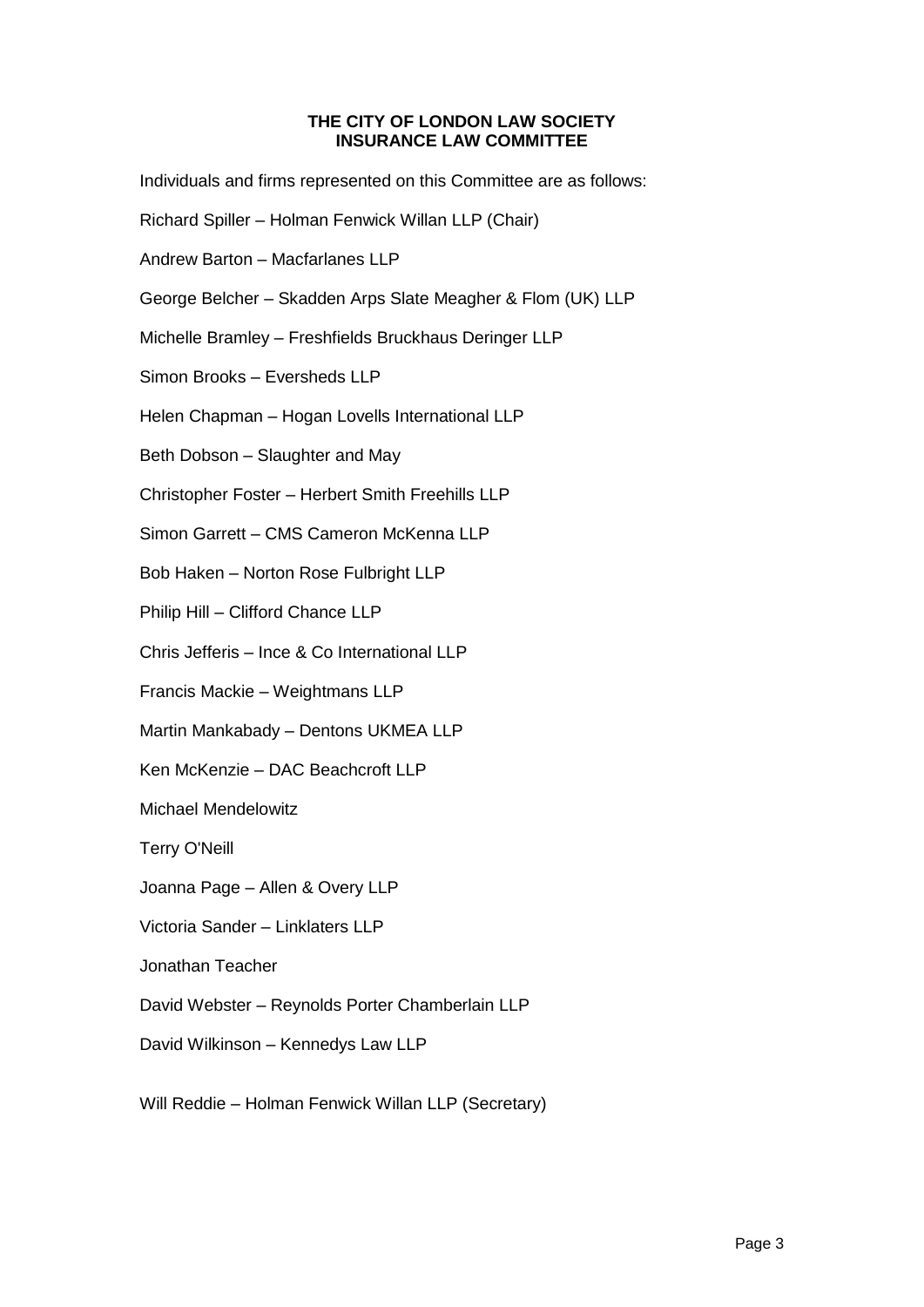**THE CITY OF LONDON LAW SOCIETY**
**INSURANCE LAW COMMITTEE**

Individuals and firms represented on this Committee are as follows:

Richard Spiller – Holman Fenwick Willan LLP (Chair)

Andrew Barton – Macfarlanes LLP

George Belcher – Skadden Arps Slate Meagher & Flom (UK) LLP

Michelle Bramley – Freshfields Bruckhaus Deringer LLP

Simon Brooks – Eversheds LLP

Helen Chapman – Hogan Lovells International LLP

Beth Dobson – Slaughter and May

Christopher Foster – Herbert Smith Freehills LLP

Simon Garrett – CMS Cameron McKenna LLP

Bob Haken – Norton Rose Fulbright LLP

Philip Hill – Clifford Chance LLP

Chris Jefferis – Ince & Co International LLP

Francis Mackie – Weightmans LLP

Martin Mankabady – Dentons UKMEA LLP

Ken McKenzie – DAC Beachcroft LLP

Michael Mendelowitz

Terry O'Neill

Joanna Page – Allen & Overy LLP

Victoria Sander – Linklaters LLP

Jonathan Teacher

David Webster – Reynolds Porter Chamberlain LLP

David Wilkinson – Kennedys Law LLP

Will Reddie – Holman Fenwick Willan LLP (Secretary)